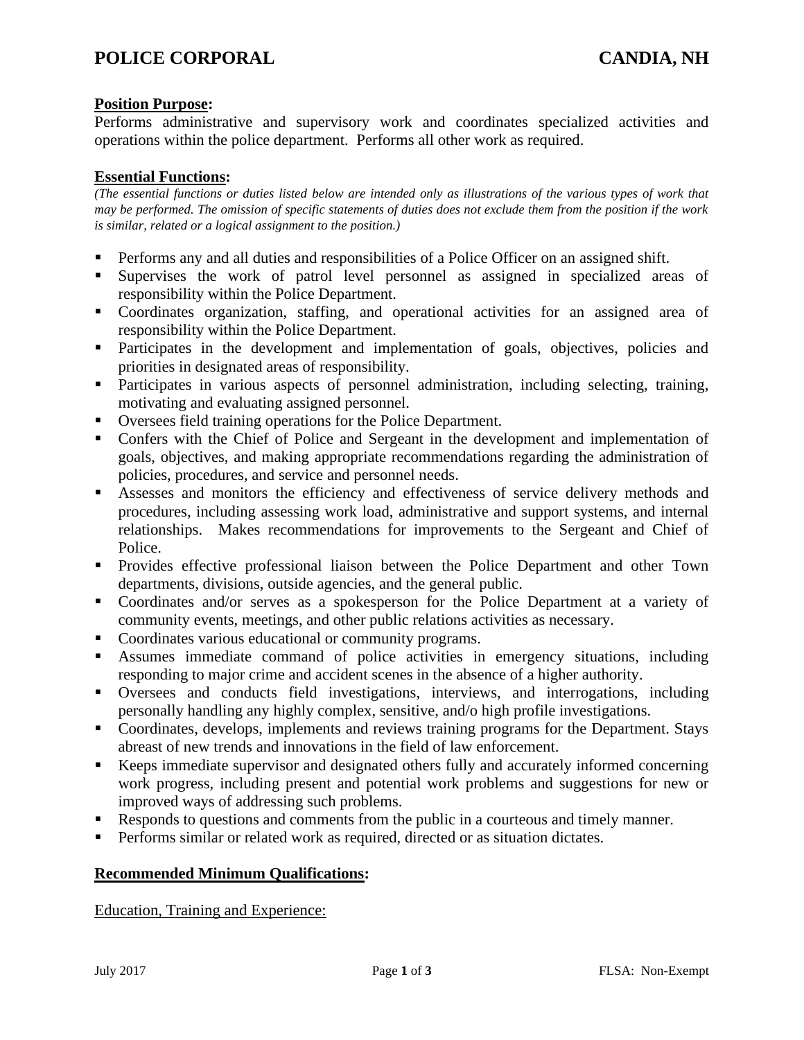# POLICE CORPORAL — CANDIA, NH

**Position Purpose:**

Performs administrative and supervisory work and coordinates specialized activities and operations within the police department. Performs all other work as required.

**Essential Functions:**

*(The essential functions or duties listed below are intended only as illustrations of the various types of work that may be performed. The omission of specific statements of duties does not exclude them from the position if the work is similar, related or a logical assignment to the position.)*

- Performs any and all duties and responsibilities of a Police Officer on an assigned shift.
- Supervises the work of patrol level personnel as assigned in specialized areas of responsibility within the Police Department.
- Coordinates organization, staffing, and operational activities for an assigned area of responsibility within the Police Department.
- Participates in the development and implementation of goals, objectives, policies and priorities in designated areas of responsibility.
- Participates in various aspects of personnel administration, including selecting, training, motivating and evaluating assigned personnel.
- Oversees field training operations for the Police Department.
- Confers with the Chief of Police and Sergeant in the development and implementation of goals, objectives, and making appropriate recommendations regarding the administration of policies, procedures, and service and personnel needs.
- Assesses and monitors the efficiency and effectiveness of service delivery methods and procedures, including assessing work load, administrative and support systems, and internal relationships. Makes recommendations for improvements to the Sergeant and Chief of Police.
- Provides effective professional liaison between the Police Department and other Town departments, divisions, outside agencies, and the general public.
- Coordinates and/or serves as a spokesperson for the Police Department at a variety of community events, meetings, and other public relations activities as necessary.
- Coordinates various educational or community programs.
- Assumes immediate command of police activities in emergency situations, including responding to major crime and accident scenes in the absence of a higher authority.
- Oversees and conducts field investigations, interviews, and interrogations, including personally handling any highly complex, sensitive, and/o high profile investigations.
- Coordinates, develops, implements and reviews training programs for the Department. Stays abreast of new trends and innovations in the field of law enforcement.
- Keeps immediate supervisor and designated others fully and accurately informed concerning work progress, including present and potential work problems and suggestions for new or improved ways of addressing such problems.
- Responds to questions and comments from the public in a courteous and timely manner.
- Performs similar or related work as required, directed or as situation dictates.

**Recommended Minimum Qualifications:**

Education, Training and Experience: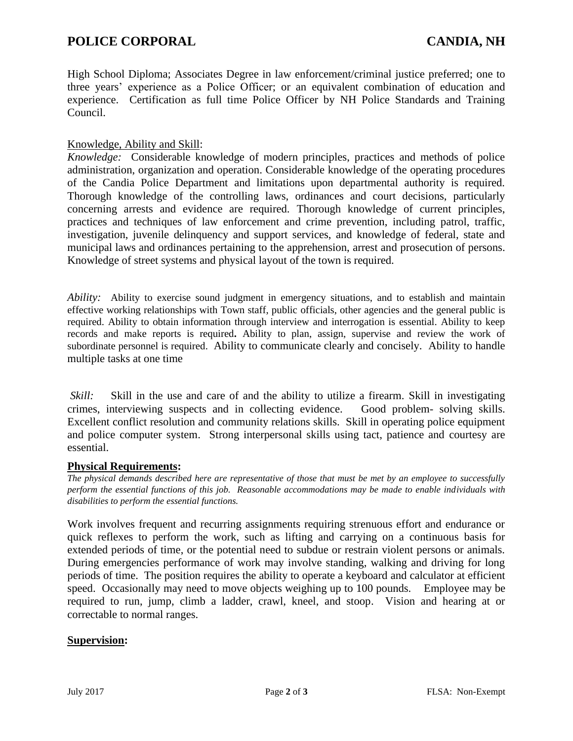High School Diploma; Associates Degree in law enforcement/criminal justice preferred; one to three years' experience as a Police Officer; or an equivalent combination of education and experience. Certification as full time Police Officer by NH Police Standards and Training Council.

Knowledge, Ability and Skill:

*Knowledge:* Considerable knowledge of modern principles, practices and methods of police administration, organization and operation. Considerable knowledge of the operating procedures of the Candia Police Department and limitations upon departmental authority is required. Thorough knowledge of the controlling laws, ordinances and court decisions, particularly concerning arrests and evidence are required. Thorough knowledge of current principles, practices and techniques of law enforcement and crime prevention, including patrol, traffic, investigation, juvenile delinquency and support services, and knowledge of federal, state and municipal laws and ordinances pertaining to the apprehension, arrest and prosecution of persons. Knowledge of street systems and physical layout of the town is required.

*Ability:* Ability to exercise sound judgment in emergency situations, and to establish and maintain effective working relationships with Town staff, public officials, other agencies and the general public is required. Ability to obtain information through interview and interrogation is essential. Ability to keep records and make reports is required**.** Ability to plan, assign, supervise and review the work of subordinate personnel is required. Ability to communicate clearly and concisely. Ability to handle multiple tasks at one time

*Skill:* Skill in the use and care of and the ability to utilize a firearm. Skill in investigating crimes, interviewing suspects and in collecting evidence. Good problem- solving skills. Excellent conflict resolution and community relations skills. Skill in operating police equipment and police computer system. Strong interpersonal skills using tact, patience and courtesy are essential.

**Physical Requirements:**

*The physical demands described here are representative of those that must be met by an employee to successfully perform the essential functions of this job. Reasonable accommodations may be made to enable individuals with disabilities to perform the essential functions.*

Work involves frequent and recurring assignments requiring strenuous effort and endurance or quick reflexes to perform the work, such as lifting and carrying on a continuous basis for extended periods of time, or the potential need to subdue or restrain violent persons or animals. During emergencies performance of work may involve standing, walking and driving for long periods of time. The position requires the ability to operate a keyboard and calculator at efficient speed. Occasionally may need to move objects weighing up to 100 pounds. Employee may be required to run, jump, climb a ladder, crawl, kneel, and stoop. Vision and hearing at or correctable to normal ranges.

**Supervision:**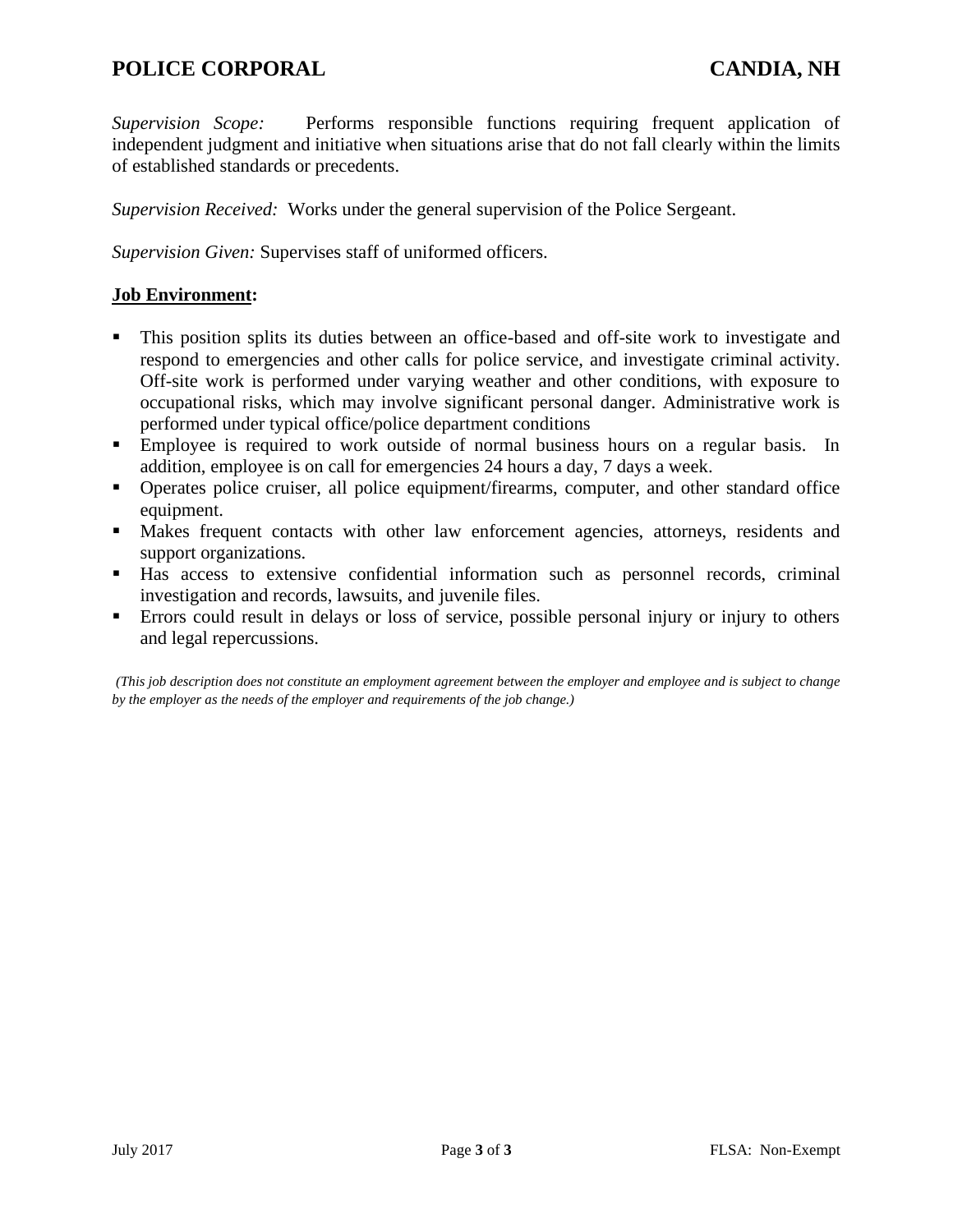*Supervision Scope:* Performs responsible functions requiring frequent application of independent judgment and initiative when situations arise that do not fall clearly within the limits of established standards or precedents.

*Supervision Received:* Works under the general supervision of the Police Sergeant.

*Supervision Given:* Supervises staff of uniformed officers.

**Job Environment:**

- This position splits its duties between an office-based and off-site work to investigate and respond to emergencies and other calls for police service, and investigate criminal activity. Off-site work is performed under varying weather and other conditions, with exposure to occupational risks, which may involve significant personal danger. Administrative work is performed under typical office/police department conditions
- Employee is required to work outside of normal business hours on a regular basis. In addition, employee is on call for emergencies 24 hours a day, 7 days a week.
- Operates police cruiser, all police equipment/firearms, computer, and other standard office equipment.
- Makes frequent contacts with other law enforcement agencies, attorneys, residents and support organizations.
- Has access to extensive confidential information such as personnel records, criminal investigation and records, lawsuits, and juvenile files.
- Errors could result in delays or loss of service, possible personal injury or injury to others and legal repercussions.

*(This job description does not constitute an employment agreement between the employer and employee and is subject to change by the employer as the needs of the employer and requirements of the job change.)*